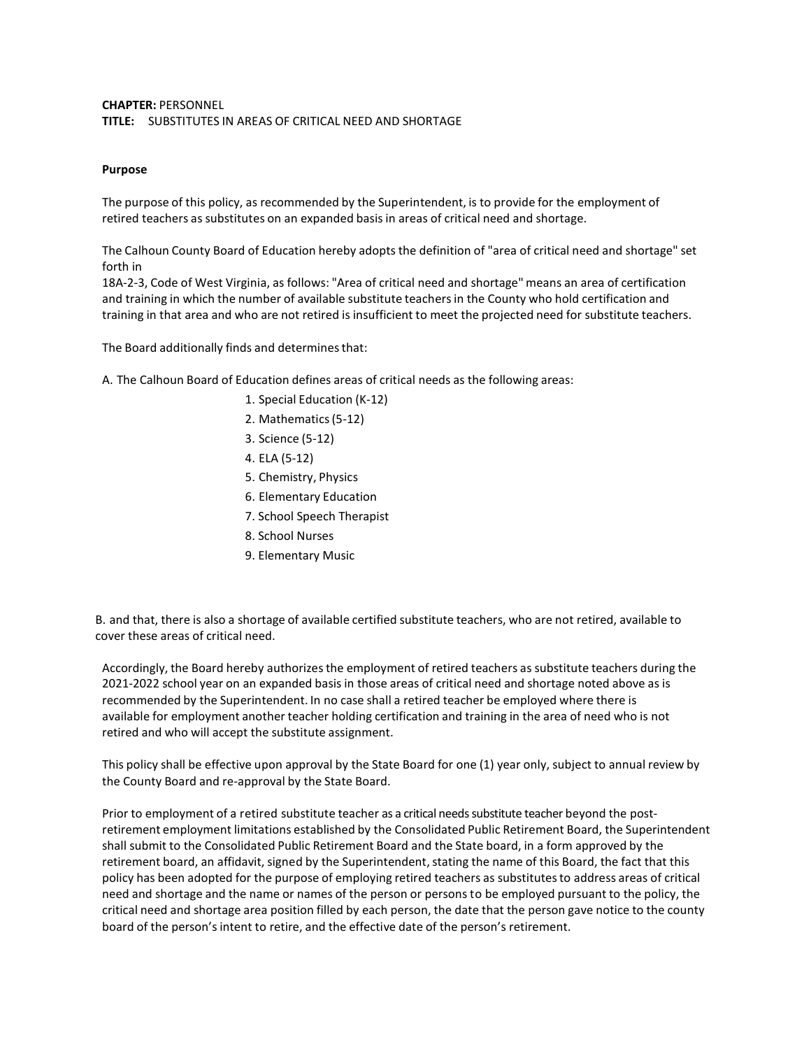**CHAPTER:** PERSONNEL
**TITLE:** SUBSTITUTES IN AREAS OF CRITICAL NEED AND SHORTAGE

**Purpose**

The purpose of this policy, as recommended by the Superintendent, is to provide for the employment of retired teachers as substitutes on an expanded basis in areas of critical need and shortage.

The Calhoun County Board of Education hereby adopts the definition of "area of critical need and shortage" set forth in
18A-2-3, Code of West Virginia, as follows: "Area of critical need and shortage" means an area of certification and training in which the number of available substitute teachers in the County who hold certification and training in that area and who are not retired is insufficient to meet the projected need for substitute teachers.

The Board additionally finds and determines that:

A. The Calhoun Board of Education defines areas of critical needs as the following areas:

1. Special Education (K-12)
2. Mathematics (5-12)
3. Science (5-12)
4. ELA (5-12)
5. Chemistry, Physics
6. Elementary Education
7. School Speech Therapist
8. School Nurses
9. Elementary Music

B. and that, there is also a shortage of available certified substitute teachers, who are not retired, available to cover these areas of critical need.

Accordingly, the Board hereby authorizes the employment of retired teachers as substitute teachers during the 2021-2022 school year on an expanded basis in those areas of critical need and shortage noted above as is recommended by the Superintendent. In no case shall a retired teacher be employed where there is available for employment another teacher holding certification and training in the area of need who is not retired and who will accept the substitute assignment.

This policy shall be effective upon approval by the State Board for one (1) year only, subject to annual review by the County Board and re-approval by the State Board.

Prior to employment of a retired substitute teacher as a critical needs substitute teacher beyond the post-retirement employment limitations established by the Consolidated Public Retirement Board, the Superintendent shall submit to the Consolidated Public Retirement Board and the State board, in a form approved by the retirement board, an affidavit, signed by the Superintendent, stating the name of this Board, the fact that this policy has been adopted for the purpose of employing retired teachers as substitutes to address areas of critical need and shortage and the name or names of the person or persons to be employed pursuant to the policy, the critical need and shortage area position filled by each person, the date that the person gave notice to the county board of the person's intent to retire, and the effective date of the person's retirement.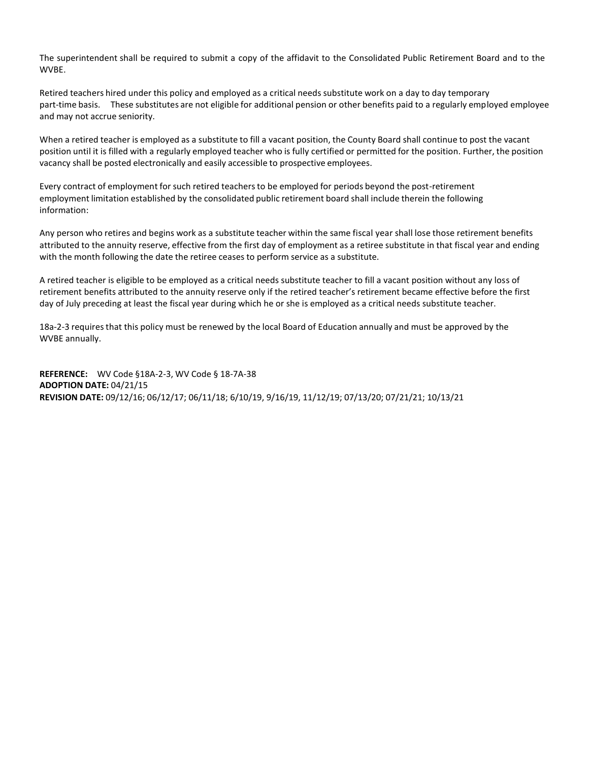The superintendent shall be required to submit a copy of the affidavit to the Consolidated Public Retirement Board and to the WVBE.

Retired teachers hired under this policy and employed as a critical needs substitute work on a day to day temporary part-time basis. These substitutes are not eligible for additional pension or other benefits paid to a regularly employed employee and may not accrue seniority.

When a retired teacher is employed as a substitute to fill a vacant position, the County Board shall continue to post the vacant position until it is filled with a regularly employed teacher who is fully certified or permitted for the position. Further, the position vacancy shall be posted electronically and easily accessible to prospective employees.

Every contract of employment for such retired teachers to be employed for periods beyond the post-retirement employment limitation established by the consolidated public retirement board shall include therein the following information:

Any person who retires and begins work as a substitute teacher within the same fiscal year shall lose those retirement benefits attributed to the annuity reserve, effective from the first day of employment as a retiree substitute in that fiscal year and ending with the month following the date the retiree ceases to perform service as a substitute.

A retired teacher is eligible to be employed as a critical needs substitute teacher to fill a vacant position without any loss of retirement benefits attributed to the annuity reserve only if the retired teacher's retirement became effective before the first day of July preceding at least the fiscal year during which he or she is employed as a critical needs substitute teacher.

18a-2-3 requires that this policy must be renewed by the local Board of Education annually and must be approved by the WVBE annually.

**REFERENCE:** WV Code §18A-2-3, WV Code § 18-7A-38
**ADOPTION DATE:** 04/21/15
**REVISION DATE:** 09/12/16; 06/12/17; 06/11/18; 6/10/19, 9/16/19, 11/12/19; 07/13/20; 07/21/21; 10/13/21